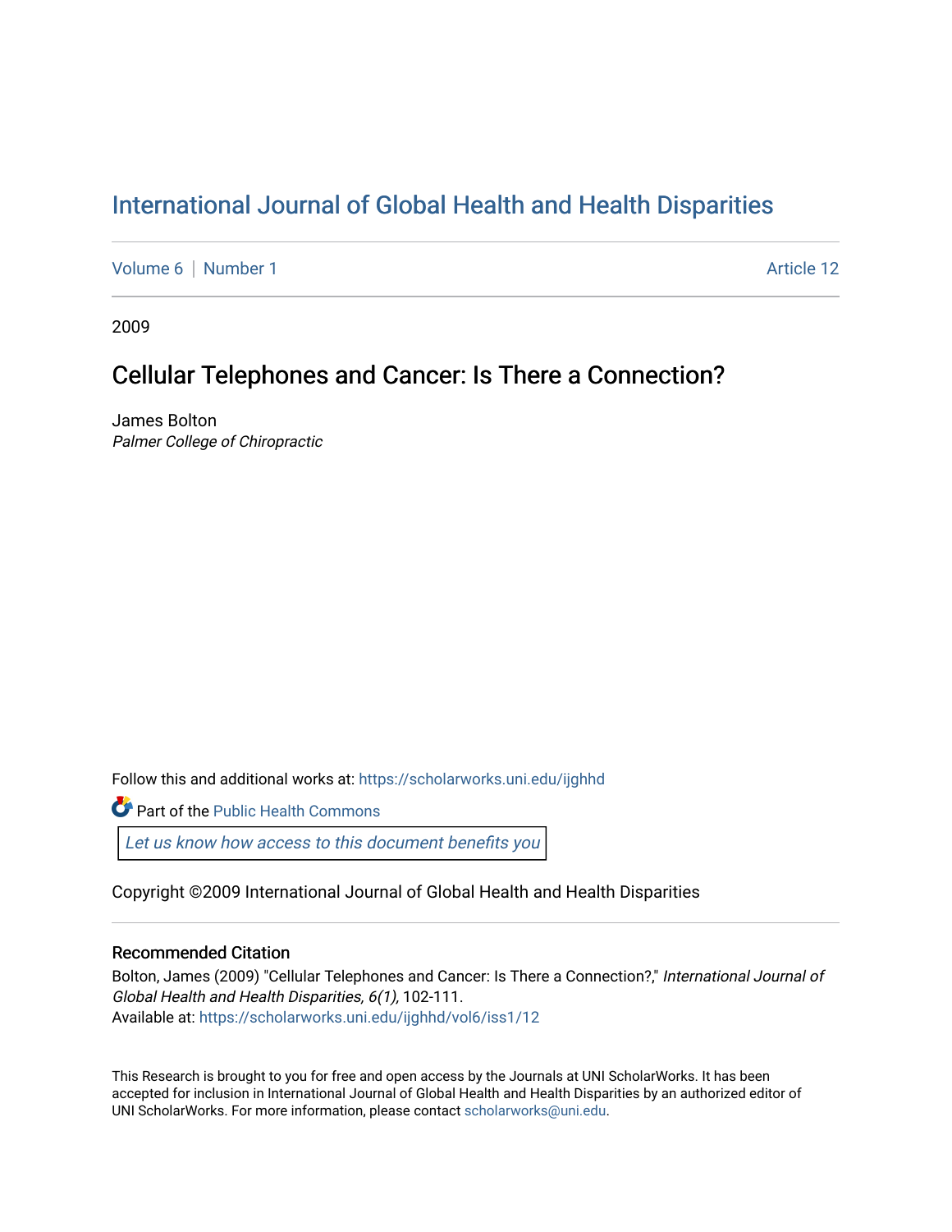# International Journal of Global Health and Health Disparities

Volume 6 | Number 1 | Article 12

2009

## Cellular Telephones and Cancer: Is There a Connection?

James Bolton
*Palmer College of Chiropractic*

Follow this and additional works at: https://scholarworks.uni.edu/ijghhd

Part of the Public Health Commons

Let us know how access to this document benefits you

Copyright ©2009 International Journal of Global Health and Health Disparities

### Recommended Citation

Bolton, James (2009) "Cellular Telephones and Cancer: Is There a Connection?," *International Journal of Global Health and Health Disparities, 6(1),* 102-111.
Available at: https://scholarworks.uni.edu/ijghhd/vol6/iss1/12

This Research is brought to you for free and open access by the Journals at UNI ScholarWorks. It has been accepted for inclusion in International Journal of Global Health and Health Disparities by an authorized editor of UNI ScholarWorks. For more information, please contact scholarworks@uni.edu.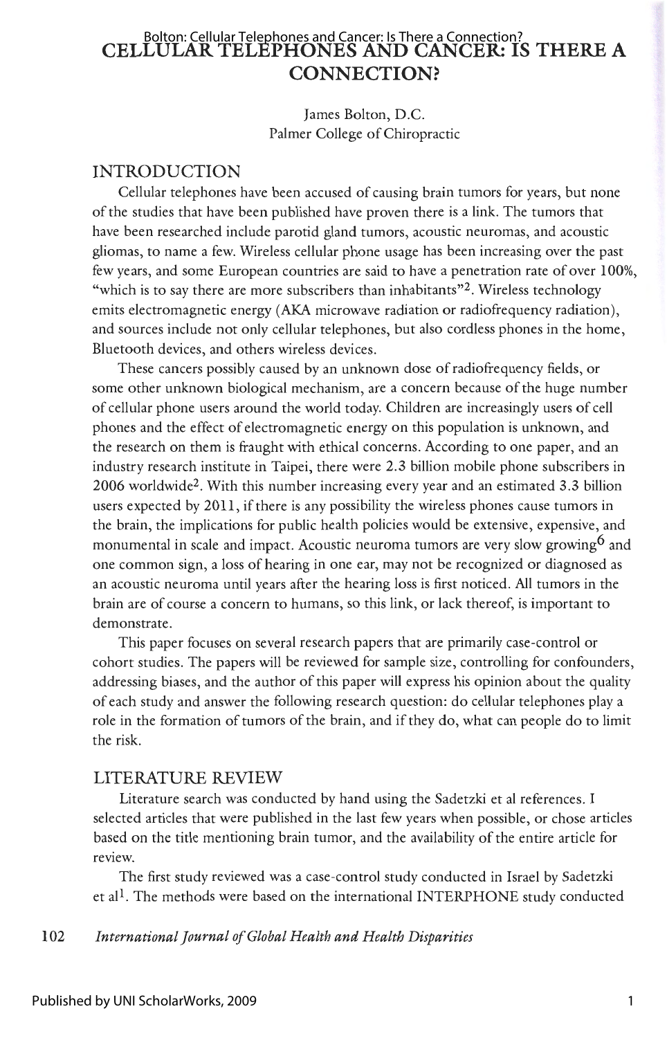# CELLULAR TELEPHONES AND CANCER: IS THERE A CONNECTION?

James Bolton, D.C.
Palmer College of Chiropractic

## INTRODUCTION

Cellular telephones have been accused of causing brain tumors for years, but none of the studies that have been published have proven there is a link. The tumors that have been researched include parotid gland tumors, acoustic neuromas, and acoustic gliomas, to name a few. Wireless cellular phone usage has been increasing over the past few years, and some European countries are said to have a penetration rate of over 100%, "which is to say there are more subscribers than inhabitants"[2]. Wireless technology emits electromagnetic energy (AKA microwave radiation or radiofrequency radiation), and sources include not only cellular telephones, but also cordless phones in the home, Bluetooth devices, and others wireless devices.

These cancers possibly caused by an unknown dose of radiofrequency fields, or some other unknown biological mechanism, are a concern because of the huge number of cellular phone users around the world today. Children are increasingly users of cell phones and the effect of electromagnetic energy on this population is unknown, and the research on them is fraught with ethical concerns. According to one paper, and an industry research institute in Taipei, there were 2.3 billion mobile phone subscribers in 2006 worldwide[2]. With this number increasing every year and an estimated 3.3 billion users expected by 2011, if there is any possibility the wireless phones cause tumors in the brain, the implications for public health policies would be extensive, expensive, and monumental in scale and impact. Acoustic neuroma tumors are very slow growing[6] and one common sign, a loss of hearing in one ear, may not be recognized or diagnosed as an acoustic neuroma until years after the hearing loss is first noticed. All tumors in the brain are of course a concern to humans, so this link, or lack thereof, is important to demonstrate.

This paper focuses on several research papers that are primarily case-control or cohort studies. The papers will be reviewed for sample size, controlling for confounders, addressing biases, and the author of this paper will express his opinion about the quality of each study and answer the following research question: do cellular telephones play a role in the formation of tumors of the brain, and if they do, what can people do to limit the risk.

## LITERATURE REVIEW

Literature search was conducted by hand using the Sadetzki et al references. I selected articles that were published in the last few years when possible, or chose articles based on the title mentioning brain tumor, and the availability of the entire article for review.

The first study reviewed was a case-control study conducted in Israel by Sadetzki et al[1]. The methods were based on the international INTERPHONE study conducted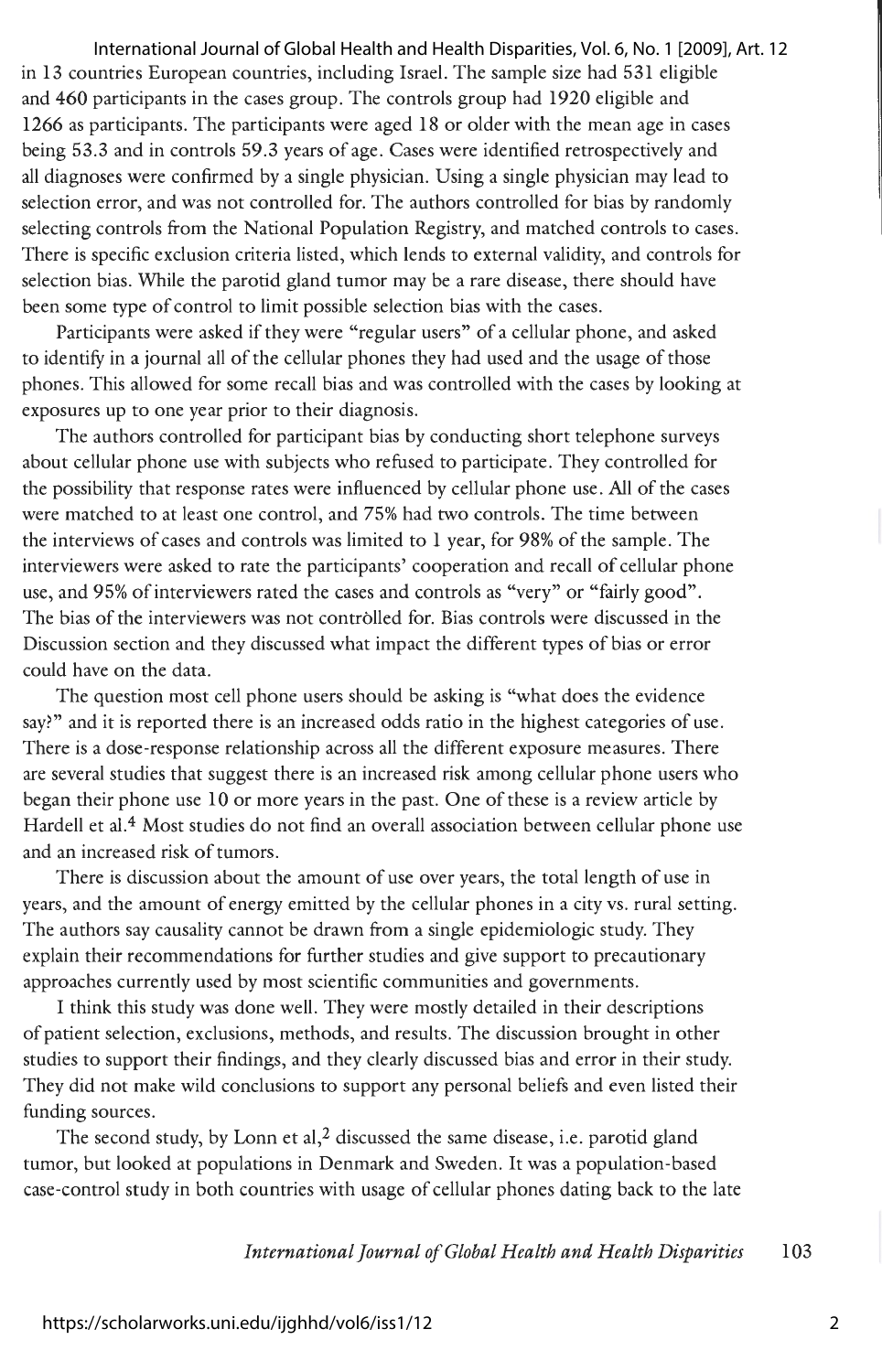in 13 countries European countries, including Israel. The sample size had 531 eligible and 460 participants in the cases group. The controls group had 1920 eligible and 1266 as participants. The participants were aged 18 or older with the mean age in cases being 53.3 and in controls 59.3 years of age. Cases were identified retrospectively and all diagnoses were confirmed by a single physician. Using a single physician may lead to selection error, and was not controlled for. The authors controlled for bias by randomly selecting controls from the National Population Registry, and matched controls to cases. There is specific exclusion criteria listed, which lends to external validity, and controls for selection bias. While the parotid gland tumor may be a rare disease, there should have been some type of control to limit possible selection bias with the cases.

Participants were asked if they were "regular users" of a cellular phone, and asked to identify in a journal all of the cellular phones they had used and the usage of those phones. This allowed for some recall bias and was controlled with the cases by looking at exposures up to one year prior to their diagnosis.

The authors controlled for participant bias by conducting short telephone surveys about cellular phone use with subjects who refused to participate. They controlled for the possibility that response rates were influenced by cellular phone use. All of the cases were matched to at least one control, and 75% had two controls. The time between the interviews of cases and controls was limited to 1 year, for 98% of the sample. The interviewers were asked to rate the participants' cooperation and recall of cellular phone use, and 95% of interviewers rated the cases and controls as "very" or "fairly good". The bias of the interviewers was not contrôlled for. Bias controls were discussed in the Discussion section and they discussed what impact the different types of bias or error could have on the data.

The question most cell phone users should be asking is "what does the evidence say?" and it is reported there is an increased odds ratio in the highest categories of use. There is a dose-response relationship across all the different exposure measures. There are several studies that suggest there is an increased risk among cellular phone users who began their phone use 10 or more years in the past. One of these is a review article by Hardell et al.[4] Most studies do not find an overall association between cellular phone use and an increased risk of tumors.

There is discussion about the amount of use over years, the total length of use in years, and the amount of energy emitted by the cellular phones in a city vs. rural setting. The authors say causality cannot be drawn from a single epidemiologic study. They explain their recommendations for further studies and give support to precautionary approaches currently used by most scientific communities and governments.

I think this study was done well. They were mostly detailed in their descriptions of patient selection, exclusions, methods, and results. The discussion brought in other studies to support their findings, and they clearly discussed bias and error in their study. They did not make wild conclusions to support any personal beliefs and even listed their funding sources.

The second study, by Lonn et al,[2] discussed the same disease, i.e. parotid gland tumor, but looked at populations in Denmark and Sweden. It was a population-based case-control study in both countries with usage of cellular phones dating back to the late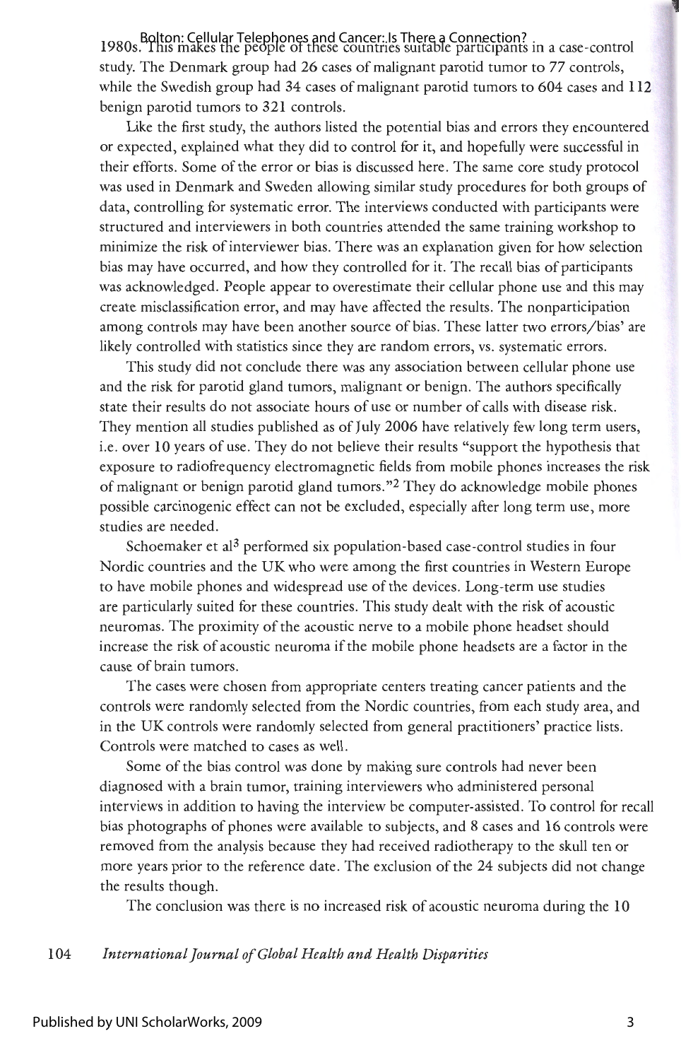1980s. This makes the people of these countries suitable participants in a case-control study. The Denmark group had 26 cases of malignant parotid tumor to 77 controls, while the Swedish group had 34 cases of malignant parotid tumors to 604 cases and 112 benign parotid tumors to 321 controls.

Like the first study, the authors listed the potential bias and errors they encountered or expected, explained what they did to control for it, and hopefully were successful in their efforts. Some of the error or bias is discussed here. The same core study protocol was used in Denmark and Sweden allowing similar study procedures for both groups of data, controlling for systematic error. The interviews conducted with participants were structured and interviewers in both countries attended the same training workshop to minimize the risk of interviewer bias. There was an explanation given for how selection bias may have occurred, and how they controlled for it. The recall bias of participants was acknowledged. People appear to overestimate their cellular phone use and this may create misclassification error, and may have affected the results. The nonparticipation among controls may have been another source of bias. These latter two errors/bias' are likely controlled with statistics since they are random errors, vs. systematic errors.

This study did not conclude there was any association between cellular phone use and the risk for parotid gland tumors, malignant or benign. The authors specifically state their results do not associate hours of use or number of calls with disease risk. They mention all studies published as of July 2006 have relatively few long term users, i.e. over 10 years of use. They do not believe their results "support the hypothesis that exposure to radiofrequency electromagnetic fields from mobile phones increases the risk of malignant or benign parotid gland tumors."[2] They do acknowledge mobile phones possible carcinogenic effect can not be excluded, especially after long term use, more studies are needed.

Schoemaker et al[3] performed six population-based case-control studies in four Nordic countries and the UK who were among the first countries in Western Europe to have mobile phones and widespread use of the devices. Long-term use studies are particularly suited for these countries. This study dealt with the risk of acoustic neuromas. The proximity of the acoustic nerve to a mobile phone headset should increase the risk of acoustic neuroma if the mobile phone headsets are a factor in the cause of brain tumors.

The cases were chosen from appropriate centers treating cancer patients and the controls were randomly selected from the Nordic countries, from each study area, and in the UK controls were randomly selected from general practitioners' practice lists. Controls were matched to cases as well.

Some of the bias control was done by making sure controls had never been diagnosed with a brain tumor, training interviewers who administered personal interviews in addition to having the interview be computer-assisted. To control for recall bias photographs of phones were available to subjects, and 8 cases and 16 controls were removed from the analysis because they had received radiotherapy to the skull ten or more years prior to the reference date. The exclusion of the 24 subjects did not change the results though.

The conclusion was there is no increased risk of acoustic neuroma during the 10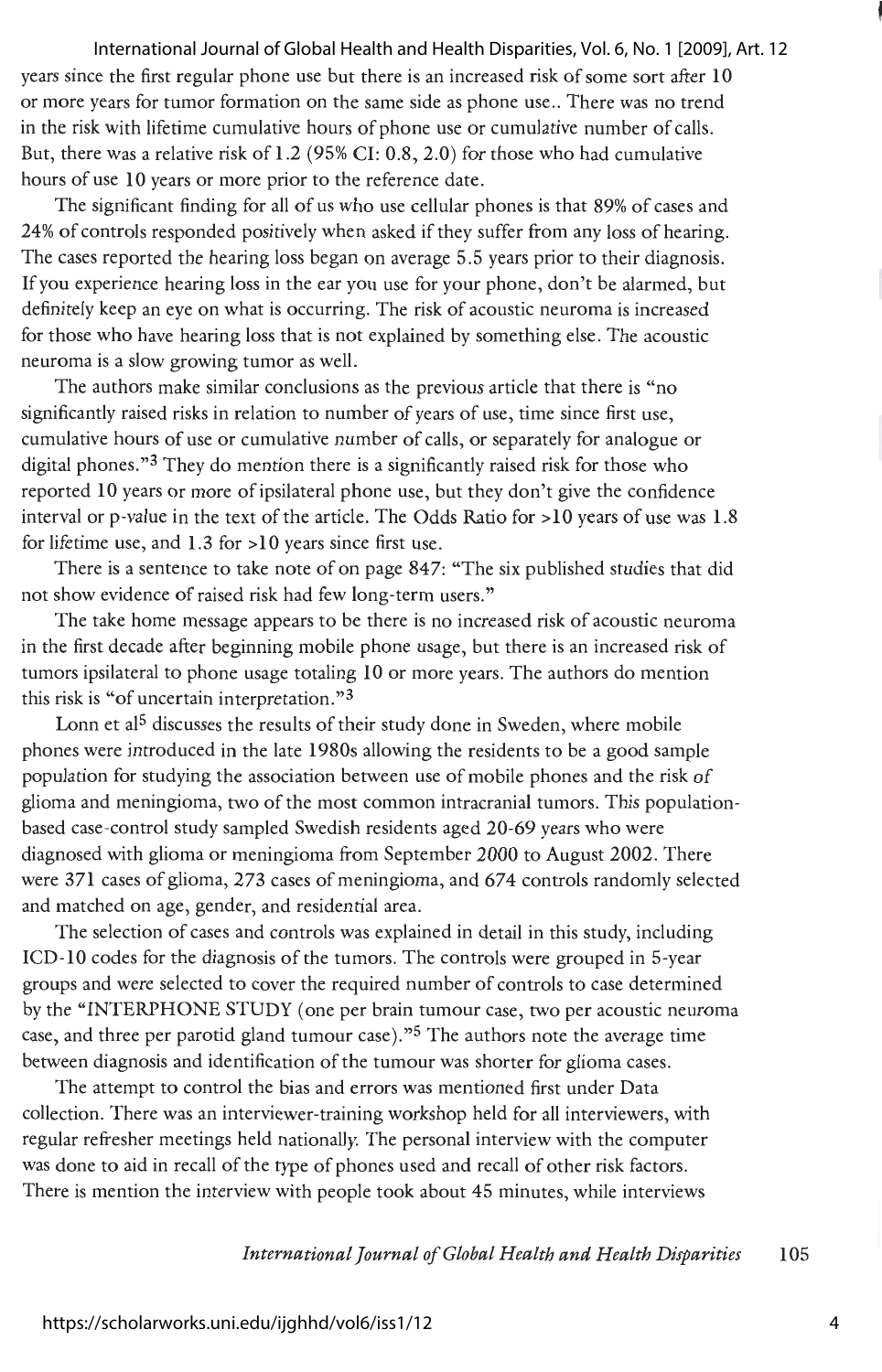years since the first regular phone use but there is an increased risk of some sort after 10 or more years for tumor formation on the same side as phone use.. There was no trend in the risk with lifetime cumulative hours of phone use or cumulative number of calls. But, there was a relative risk of 1.2 (95% CI: 0.8, 2.0) for those who had cumulative hours of use 10 years or more prior to the reference date.

The significant finding for all of us who use cellular phones is that 89% of cases and 24% of controls responded positively when asked if they suffer from any loss of hearing. The cases reported the hearing loss began on average 5.5 years prior to their diagnosis. If you experience hearing loss in the ear you use for your phone, don't be alarmed, but definitely keep an eye on what is occurring. The risk of acoustic neuroma is increased for those who have hearing loss that is not explained by something else. The acoustic neuroma is a slow growing tumor as well.

The authors make similar conclusions as the previous article that there is "no significantly raised risks in relation to number of years of use, time since first use, cumulative hours of use or cumulative number of calls, or separately for analogue or digital phones."[3] They do mention there is a significantly raised risk for those who reported 10 years or more of ipsilateral phone use, but they don't give the confidence interval or p-value in the text of the article. The Odds Ratio for >10 years of use was 1.8 for lifetime use, and 1.3 for >10 years since first use.

There is a sentence to take note of on page 847: "The six published studies that did not show evidence of raised risk had few long-term users."

The take home message appears to be there is no increased risk of acoustic neuroma in the first decade after beginning mobile phone usage, but there is an increased risk of tumors ipsilateral to phone usage totaling 10 or more years. The authors do mention this risk is "of uncertain interpretation."[3]

Lonn et al[5] discusses the results of their study done in Sweden, where mobile phones were introduced in the late 1980s allowing the residents to be a good sample population for studying the association between use of mobile phones and the risk of glioma and meningioma, two of the most common intracranial tumors. This population-based case-control study sampled Swedish residents aged 20-69 years who were diagnosed with glioma or meningioma from September 2000 to August 2002. There were 371 cases of glioma, 273 cases of meningioma, and 674 controls randomly selected and matched on age, gender, and residential area.

The selection of cases and controls was explained in detail in this study, including ICD-10 codes for the diagnosis of the tumors. The controls were grouped in 5-year groups and were selected to cover the required number of controls to case determined by the "INTERPHONE STUDY (one per brain tumour case, two per acoustic neuroma case, and three per parotid gland tumour case)."[5] The authors note the average time between diagnosis and identification of the tumour was shorter for glioma cases.

The attempt to control the bias and errors was mentioned first under Data collection. There was an interviewer-training workshop held for all interviewers, with regular refresher meetings held nationally. The personal interview with the computer was done to aid in recall of the type of phones used and recall of other risk factors. There is mention the interview with people took about 45 minutes, while interviews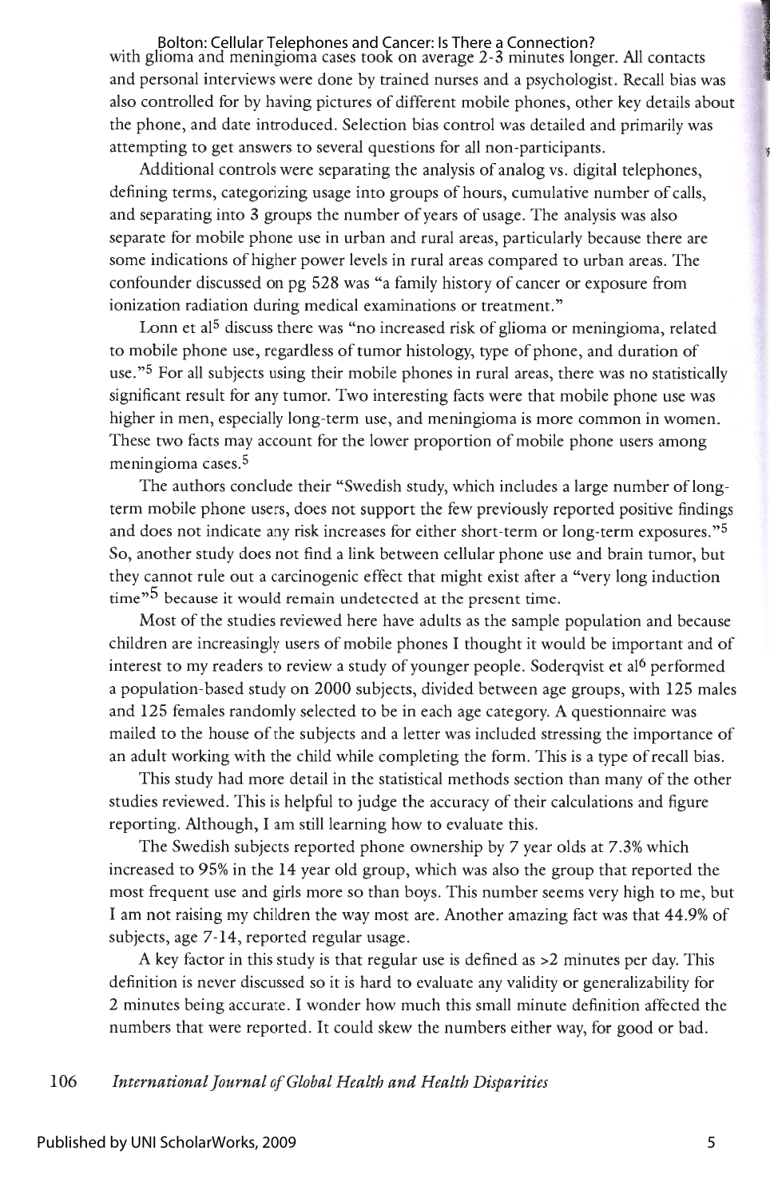with glioma and meningioma cases took on average 2-3 minutes longer. All contacts and personal interviews were done by trained nurses and a psychologist. Recall bias was also controlled for by having pictures of different mobile phones, other key details about the phone, and date introduced. Selection bias control was detailed and primarily was attempting to get answers to several questions for all non-participants.

Additional controls were separating the analysis of analog vs. digital telephones, defining terms, categorizing usage into groups of hours, cumulative number of calls, and separating into 3 groups the number of years of usage. The analysis was also separate for mobile phone use in urban and rural areas, particularly because there are some indications of higher power levels in rural areas compared to urban areas. The confounder discussed on pg 528 was "a family history of cancer or exposure from ionization radiation during medical examinations or treatment."

Lonn et al[5] discuss there was "no increased risk of glioma or meningioma, related to mobile phone use, regardless of tumor histology, type of phone, and duration of use."[5] For all subjects using their mobile phones in rural areas, there was no statistically significant result for any tumor. Two interesting facts were that mobile phone use was higher in men, especially long-term use, and meningioma is more common in women. These two facts may account for the lower proportion of mobile phone users among meningioma cases.[5]

The authors conclude their "Swedish study, which includes a large number of long-term mobile phone users, does not support the few previously reported positive findings and does not indicate any risk increases for either short-term or long-term exposures."[5] So, another study does not find a link between cellular phone use and brain tumor, but they cannot rule out a carcinogenic effect that might exist after a "very long induction time"[5] because it would remain undetected at the present time.

Most of the studies reviewed here have adults as the sample population and because children are increasingly users of mobile phones I thought it would be important and of interest to my readers to review a study of younger people. Soderqvist et al[6] performed a population-based study on 2000 subjects, divided between age groups, with 125 males and 125 females randomly selected to be in each age category. A questionnaire was mailed to the house of the subjects and a letter was included stressing the importance of an adult working with the child while completing the form. This is a type of recall bias.

This study had more detail in the statistical methods section than many of the other studies reviewed. This is helpful to judge the accuracy of their calculations and figure reporting. Although, I am still learning how to evaluate this.

The Swedish subjects reported phone ownership by 7 year olds at 7.3% which increased to 95% in the 14 year old group, which was also the group that reported the most frequent use and girls more so than boys. This number seems very high to me, but I am not raising my children the way most are. Another amazing fact was that 44.9% of subjects, age 7-14, reported regular usage.

A key factor in this study is that regular use is defined as >2 minutes per day. This definition is never discussed so it is hard to evaluate any validity or generalizability for 2 minutes being accurate. I wonder how much this small minute definition affected the numbers that were reported. It could skew the numbers either way, for good or bad.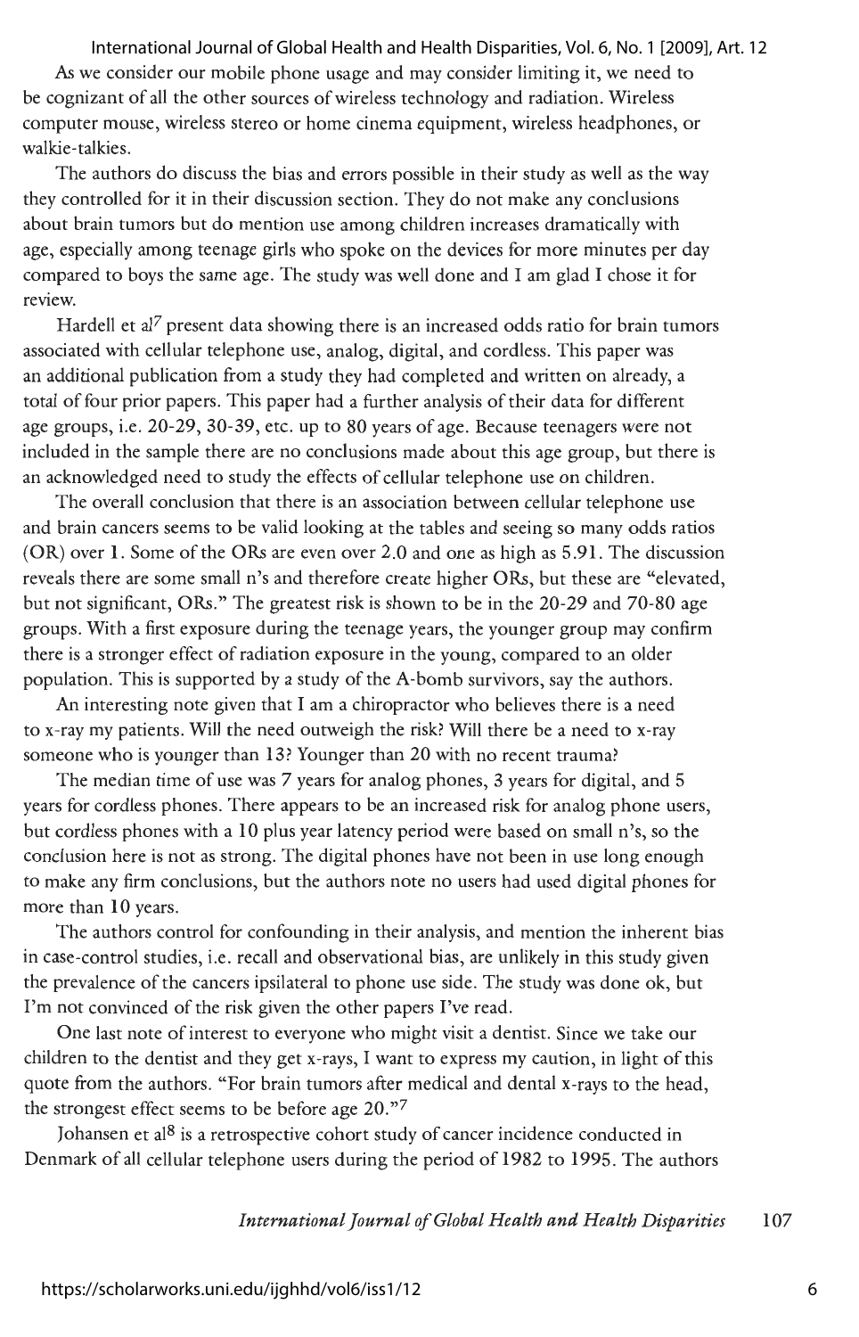As we consider our mobile phone usage and may consider limiting it, we need to be cognizant of all the other sources of wireless technology and radiation. Wireless computer mouse, wireless stereo or home cinema equipment, wireless headphones, or walkie-talkies.

The authors do discuss the bias and errors possible in their study as well as the way they controlled for it in their discussion section. They do not make any conclusions about brain tumors but do mention use among children increases dramatically with age, especially among teenage girls who spoke on the devices for more minutes per day compared to boys the same age. The study was well done and I am glad I chose it for review.

Hardell et al[7] present data showing there is an increased odds ratio for brain tumors associated with cellular telephone use, analog, digital, and cordless. This paper was an additional publication from a study they had completed and written on already, a total of four prior papers. This paper had a further analysis of their data for different age groups, i.e. 20-29, 30-39, etc. up to 80 years of age. Because teenagers were not included in the sample there are no conclusions made about this age group, but there is an acknowledged need to study the effects of cellular telephone use on children.

The overall conclusion that there is an association between cellular telephone use and brain cancers seems to be valid looking at the tables and seeing so many odds ratios (OR) over 1. Some of the ORs are even over 2.0 and one as high as 5.91. The discussion reveals there are some small n's and therefore create higher ORs, but these are "elevated, but not significant, ORs." The greatest risk is shown to be in the 20-29 and 70-80 age groups. With a first exposure during the teenage years, the younger group may confirm there is a stronger effect of radiation exposure in the young, compared to an older population. This is supported by a study of the A-bomb survivors, say the authors.

An interesting note given that I am a chiropractor who believes there is a need to x-ray my patients. Will the need outweigh the risk? Will there be a need to x-ray someone who is younger than 13? Younger than 20 with no recent trauma?

The median time of use was 7 years for analog phones, 3 years for digital, and 5 years for cordless phones. There appears to be an increased risk for analog phone users, but cordless phones with a 10 plus year latency period were based on small n's, so the conclusion here is not as strong. The digital phones have not been in use long enough to make any firm conclusions, but the authors note no users had used digital phones for more than 10 years.

The authors control for confounding in their analysis, and mention the inherent bias in case-control studies, i.e. recall and observational bias, are unlikely in this study given the prevalence of the cancers ipsilateral to phone use side. The study was done ok, but I'm not convinced of the risk given the other papers I've read.

One last note of interest to everyone who might visit a dentist. Since we take our children to the dentist and they get x-rays, I want to express my caution, in light of this quote from the authors. "For brain tumors after medical and dental x-rays to the head, the strongest effect seems to be before age 20."[7]

Johansen et al[8] is a retrospective cohort study of cancer incidence conducted in Denmark of all cellular telephone users during the period of 1982 to 1995. The authors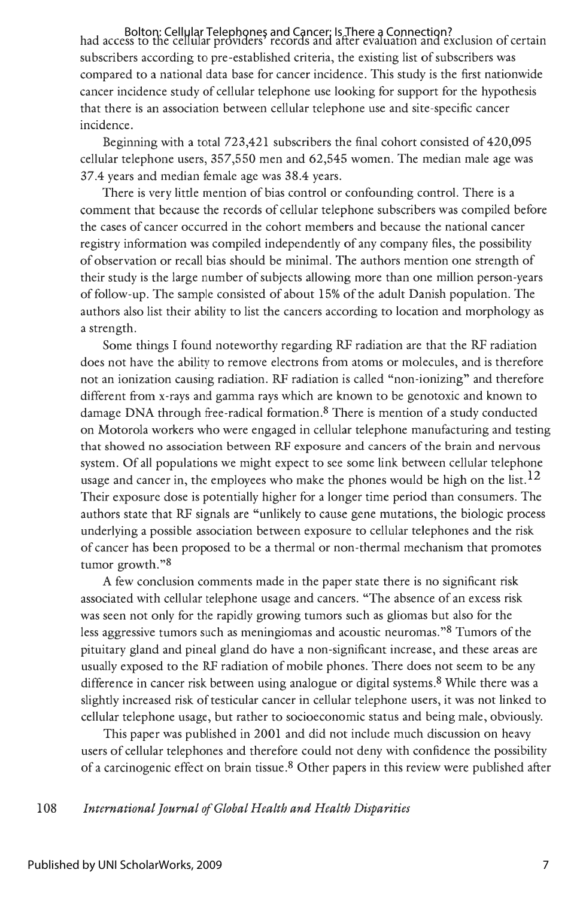had access to the cellular providers' records and after evaluation and exclusion of certain subscribers according to pre-established criteria, the existing list of subscribers was compared to a national data base for cancer incidence. This study is the first nationwide cancer incidence study of cellular telephone use looking for support for the hypothesis that there is an association between cellular telephone use and site-specific cancer incidence.

Beginning with a total 723,421 subscribers the final cohort consisted of 420,095 cellular telephone users, 357,550 men and 62,545 women. The median male age was 37.4 years and median female age was 38.4 years.

There is very little mention of bias control or confounding control. There is a comment that because the records of cellular telephone subscribers was compiled before the cases of cancer occurred in the cohort members and because the national cancer registry information was compiled independently of any company files, the possibility of observation or recall bias should be minimal. The authors mention one strength of their study is the large number of subjects allowing more than one million person-years of follow-up. The sample consisted of about 15% of the adult Danish population. The authors also list their ability to list the cancers according to location and morphology as a strength.

Some things I found noteworthy regarding RF radiation are that the RF radiation does not have the ability to remove electrons from atoms or molecules, and is therefore not an ionization causing radiation. RF radiation is called "non-ionizing" and therefore different from x-rays and gamma rays which are known to be genotoxic and known to damage DNA through free-radical formation.[8] There is mention of a study conducted on Motorola workers who were engaged in cellular telephone manufacturing and testing that showed no association between RF exposure and cancers of the brain and nervous system. Of all populations we might expect to see some link between cellular telephone usage and cancer in, the employees who make the phones would be high on the list.[12] Their exposure dose is potentially higher for a longer time period than consumers. The authors state that RF signals are "unlikely to cause gene mutations, the biologic process underlying a possible association between exposure to cellular telephones and the risk of cancer has been proposed to be a thermal or non-thermal mechanism that promotes tumor growth."[8]

A few conclusion comments made in the paper state there is no significant risk associated with cellular telephone usage and cancers. "The absence of an excess risk was seen not only for the rapidly growing tumors such as gliomas but also for the less aggressive tumors such as meningiomas and acoustic neuromas."[8] Tumors of the pituitary gland and pineal gland do have a non-significant increase, and these areas are usually exposed to the RF radiation of mobile phones. There does not seem to be any difference in cancer risk between using analogue or digital systems.[8] While there was a slightly increased risk of testicular cancer in cellular telephone users, it was not linked to cellular telephone usage, but rather to socioeconomic status and being male, obviously.

This paper was published in 2001 and did not include much discussion on heavy users of cellular telephones and therefore could not deny with confidence the possibility of a carcinogenic effect on brain tissue.[8] Other papers in this review were published after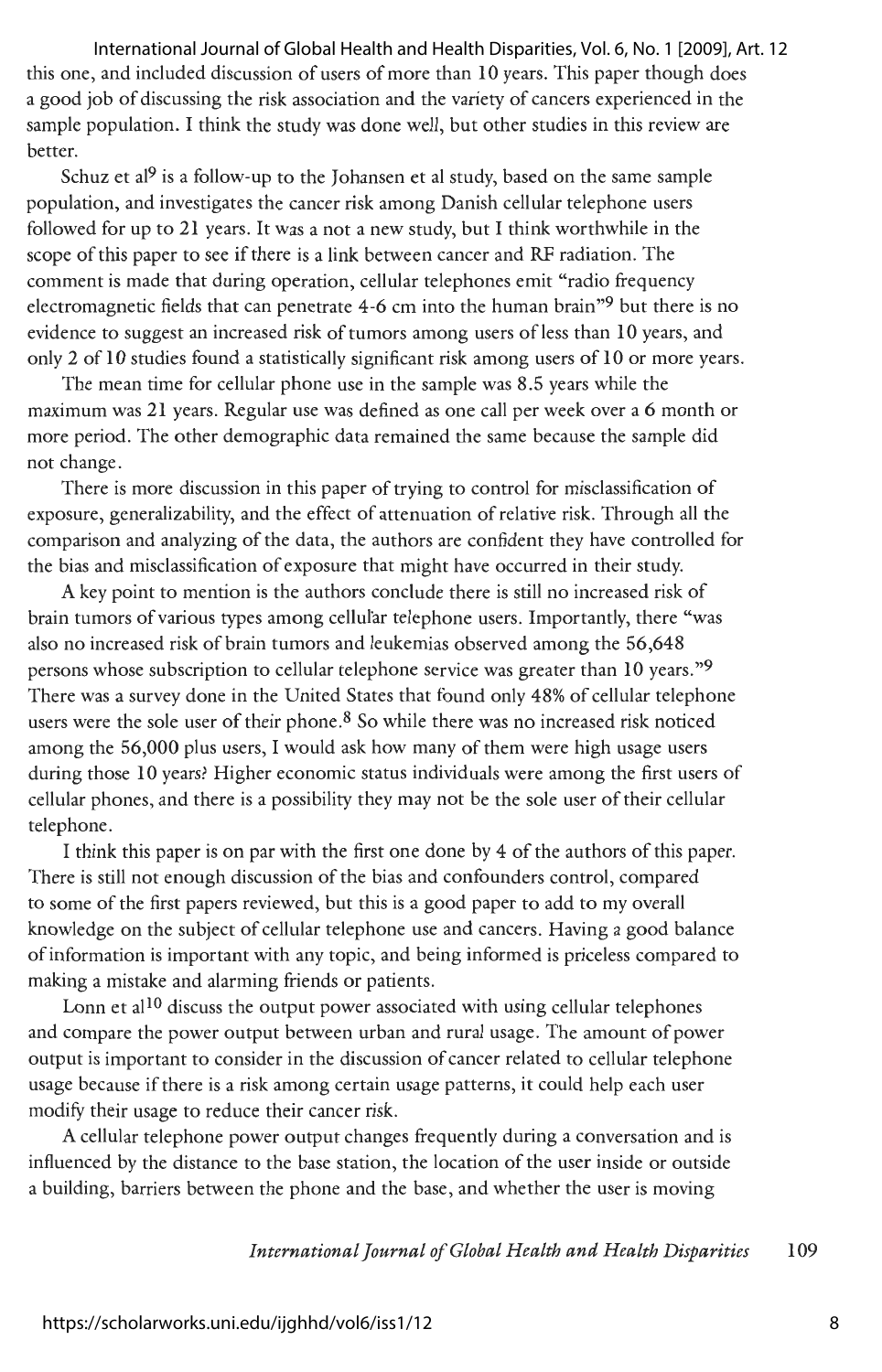this one, and included discussion of users of more than 10 years. This paper though does a good job of discussing the risk association and the variety of cancers experienced in the sample population. I think the study was done well, but other studies in this review are better.

Schuz et al[9] is a follow-up to the Johansen et al study, based on the same sample population, and investigates the cancer risk among Danish cellular telephone users followed for up to 21 years. It was a not a new study, but I think worthwhile in the scope of this paper to see if there is a link between cancer and RF radiation. The comment is made that during operation, cellular telephones emit "radio frequency electromagnetic fields that can penetrate 4-6 cm into the human brain"[9] but there is no evidence to suggest an increased risk of tumors among users of less than 10 years, and only 2 of 10 studies found a statistically significant risk among users of 10 or more years.

The mean time for cellular phone use in the sample was 8.5 years while the maximum was 21 years. Regular use was defined as one call per week over a 6 month or more period. The other demographic data remained the same because the sample did not change.

There is more discussion in this paper of trying to control for misclassification of exposure, generalizability, and the effect of attenuation of relative risk. Through all the comparison and analyzing of the data, the authors are confident they have controlled for the bias and misclassification of exposure that might have occurred in their study.

A key point to mention is the authors conclude there is still no increased risk of brain tumors of various types among cellular telephone users. Importantly, there "was also no increased risk of brain tumors and leukemias observed among the 56,648 persons whose subscription to cellular telephone service was greater than 10 years."[9] There was a survey done in the United States that found only 48% of cellular telephone users were the sole user of their phone.[8] So while there was no increased risk noticed among the 56,000 plus users, I would ask how many of them were high usage users during those 10 years? Higher economic status individuals were among the first users of cellular phones, and there is a possibility they may not be the sole user of their cellular telephone.

I think this paper is on par with the first one done by 4 of the authors of this paper. There is still not enough discussion of the bias and confounders control, compared to some of the first papers reviewed, but this is a good paper to add to my overall knowledge on the subject of cellular telephone use and cancers. Having a good balance of information is important with any topic, and being informed is priceless compared to making a mistake and alarming friends or patients.

Lonn et al[10] discuss the output power associated with using cellular telephones and compare the power output between urban and rural usage. The amount of power output is important to consider in the discussion of cancer related to cellular telephone usage because if there is a risk among certain usage patterns, it could help each user modify their usage to reduce their cancer risk.

A cellular telephone power output changes frequently during a conversation and is influenced by the distance to the base station, the location of the user inside or outside a building, barriers between the phone and the base, and whether the user is moving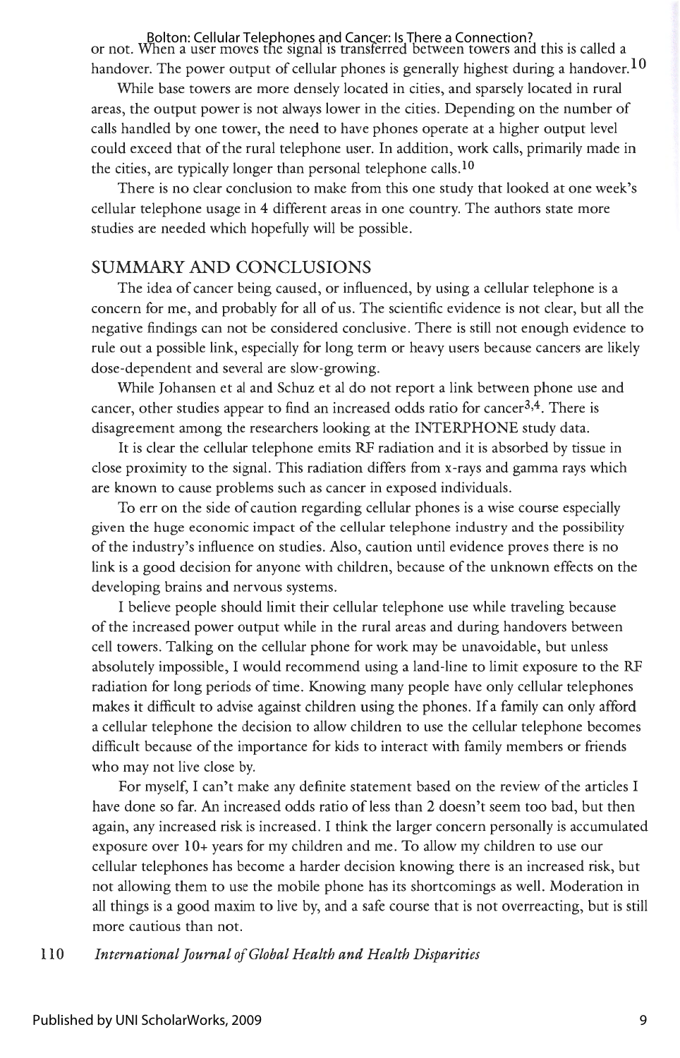or not. When a user moves the signal is transferred between towers and this is called a handover. The power output of cellular phones is generally highest during a handover.[10]

While base towers are more densely located in cities, and sparsely located in rural areas, the output power is not always lower in the cities. Depending on the number of calls handled by one tower, the need to have phones operate at a higher output level could exceed that of the rural telephone user. In addition, work calls, primarily made in the cities, are typically longer than personal telephone calls.[10]

There is no clear conclusion to make from this one study that looked at one week's cellular telephone usage in 4 different areas in one country. The authors state more studies are needed which hopefully will be possible.

## SUMMARY AND CONCLUSIONS

The idea of cancer being caused, or influenced, by using a cellular telephone is a concern for me, and probably for all of us. The scientific evidence is not clear, but all the negative findings can not be considered conclusive. There is still not enough evidence to rule out a possible link, especially for long term or heavy users because cancers are likely dose-dependent and several are slow-growing.

While Johansen et al and Schuz et al do not report a link between phone use and cancer, other studies appear to find an increased odds ratio for cancer[3,4]. There is disagreement among the researchers looking at the INTERPHONE study data.

It is clear the cellular telephone emits RF radiation and it is absorbed by tissue in close proximity to the signal. This radiation differs from x-rays and gamma rays which are known to cause problems such as cancer in exposed individuals.

To err on the side of caution regarding cellular phones is a wise course especially given the huge economic impact of the cellular telephone industry and the possibility of the industry's influence on studies. Also, caution until evidence proves there is no link is a good decision for anyone with children, because of the unknown effects on the developing brains and nervous systems.

I believe people should limit their cellular telephone use while traveling because of the increased power output while in the rural areas and during handovers between cell towers. Talking on the cellular phone for work may be unavoidable, but unless absolutely impossible, I would recommend using a land-line to limit exposure to the RF radiation for long periods of time. Knowing many people have only cellular telephones makes it difficult to advise against children using the phones. If a family can only afford a cellular telephone the decision to allow children to use the cellular telephone becomes difficult because of the importance for kids to interact with family members or friends who may not live close by.

For myself, I can't make any definite statement based on the review of the articles I have done so far. An increased odds ratio of less than 2 doesn't seem too bad, but then again, any increased risk is increased. I think the larger concern personally is accumulated exposure over 10+ years for my children and me. To allow my children to use our cellular telephones has become a harder decision knowing there is an increased risk, but not allowing them to use the mobile phone has its shortcomings as well. Moderation in all things is a good maxim to live by, and a safe course that is not overreacting, but is still more cautious than not.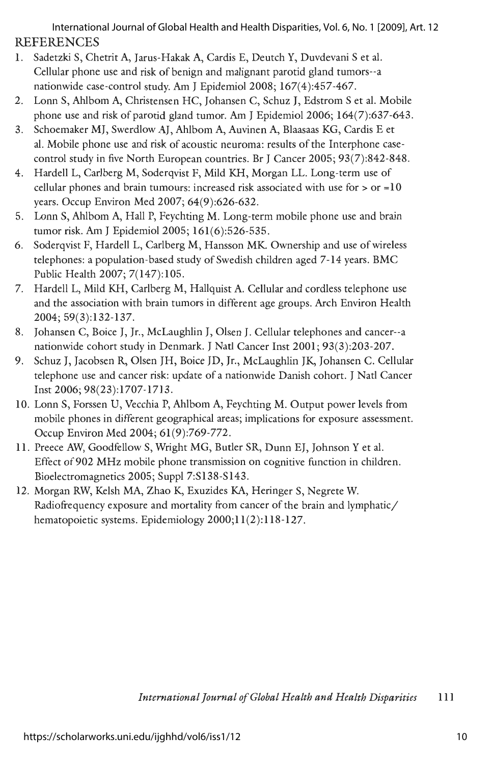## REFERENCES

1. Sadetzki S, Chetrit A, Jarus-Hakak A, Cardis E, Deutch Y, Duvdevani S et al. Cellular phone use and risk of benign and malignant parotid gland tumors--a nationwide case-control study. Am J Epidemiol 2008; 167(4):457-467.
2. Lonn S, Ahlbom A, Christensen HC, Johansen C, Schuz J, Edstrom S et al. Mobile phone use and risk of parotid gland tumor. Am J Epidemiol 2006; 164(7):637-643.
3. Schoemaker MJ, Swerdlow AJ, Ahlbom A, Auvinen A, Blaasaas KG, Cardis E et al. Mobile phone use and risk of acoustic neuroma: results of the Interphone case-control study in five North European countries. Br J Cancer 2005; 93(7):842-848.
4. Hardell L, Carlberg M, Soderqvist F, Mild KH, Morgan LL. Long-term use of cellular phones and brain tumours: increased risk associated with use for > or =10 years. Occup Environ Med 2007; 64(9):626-632.
5. Lonn S, Ahlbom A, Hall P, Feychting M. Long-term mobile phone use and brain tumor risk. Am J Epidemiol 2005; 161(6):526-535.
6. Soderqvist F, Hardell L, Carlberg M, Hansson MK. Ownership and use of wireless telephones: a population-based study of Swedish children aged 7-14 years. BMC Public Health 2007; 7(147):105.
7. Hardell L, Mild KH, Carlberg M, Hallquist A. Cellular and cordless telephone use and the association with brain tumors in different age groups. Arch Environ Health 2004; 59(3):132-137.
8. Johansen C, Boice J, Jr., McLaughlin J, Olsen J. Cellular telephones and cancer--a nationwide cohort study in Denmark. J Natl Cancer Inst 2001; 93(3):203-207.
9. Schuz J, Jacobsen R, Olsen JH, Boice JD, Jr., McLaughlin JK, Johansen C. Cellular telephone use and cancer risk: update of a nationwide Danish cohort. J Natl Cancer Inst 2006; 98(23):1707-1713.
10. Lonn S, Forssen U, Vecchia P, Ahlbom A, Feychting M. Output power levels from mobile phones in different geographical areas; implications for exposure assessment. Occup Environ Med 2004; 61(9):769-772.
11. Preece AW, Goodfellow S, Wright MG, Butler SR, Dunn EJ, Johnson Y et al. Effect of 902 MHz mobile phone transmission on cognitive function in children. Bioelectromagnetics 2005; Suppl 7:S138-S143.
12. Morgan RW, Kelsh MA, Zhao K, Exuzides KA, Heringer S, Negrete W. Radiofrequency exposure and mortality from cancer of the brain and lymphatic/ hematopoietic systems. Epidemiology 2000;11(2):118-127.